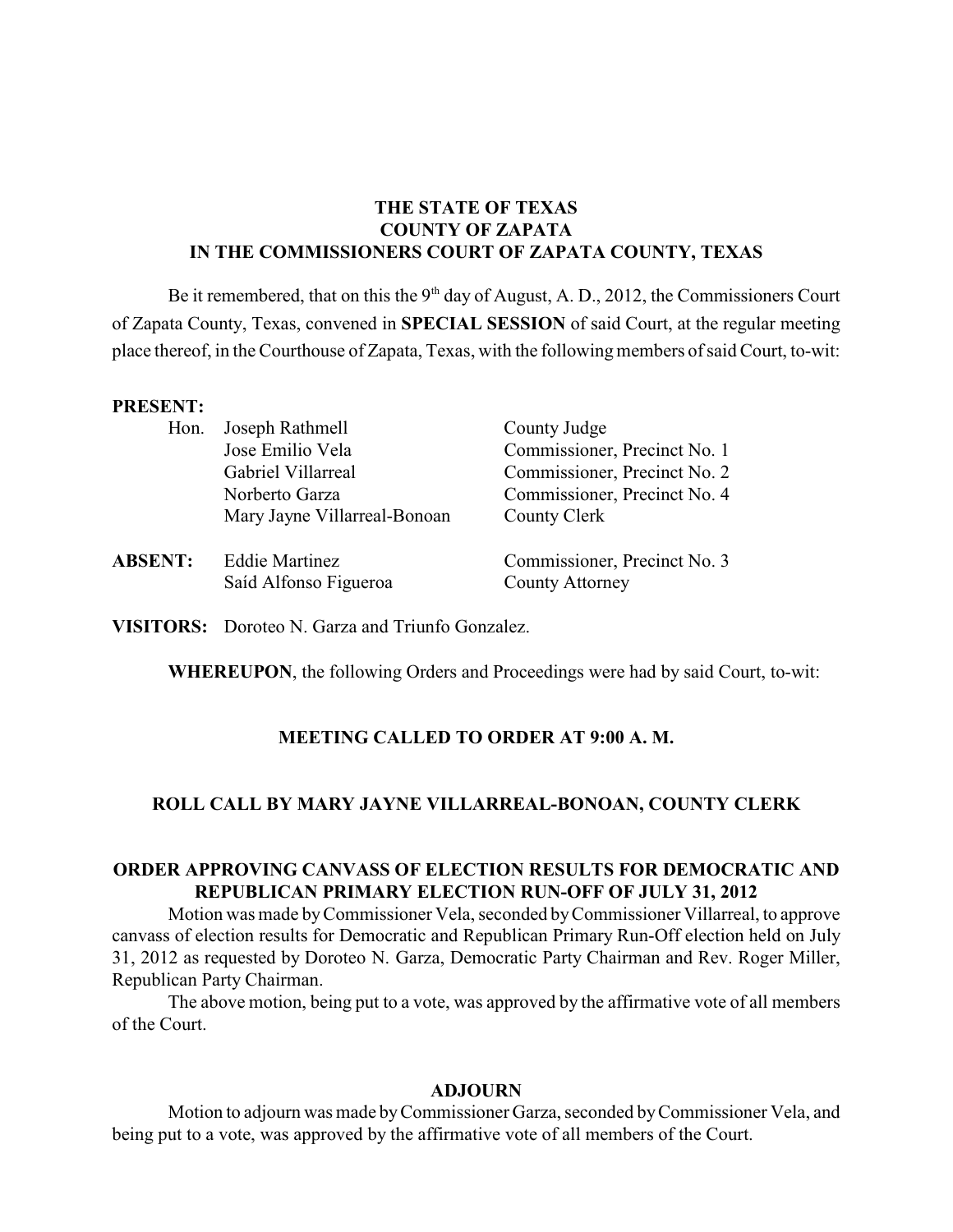**THE STATE OF TEXAS**
**COUNTY OF ZAPATA**
**IN THE COMMISSIONERS COURT OF ZAPATA COUNTY, TEXAS**

Be it remembered, that on this the 9th day of August, A. D., 2012, the Commissioners Court of Zapata County, Texas, convened in **SPECIAL SESSION** of said Court, at the regular meeting place thereof, in the Courthouse of Zapata, Texas, with the following members of said Court, to-wit:

**PRESENT:**

| | | |
|---|---|---|
| Hon. | Joseph Rathmell | County Judge |
| | Jose Emilio Vela | Commissioner, Precinct No. 1 |
| | Gabriel Villarreal | Commissioner, Precinct No. 2 |
| | Norberto Garza | Commissioner, Precinct No. 4 |
| | Mary Jayne Villarreal-Bonoan | County Clerk |

**ABSENT:**

| | |
|---|---|
| Eddie Martinez | Commissioner, Precinct No. 3 |
| Saíd Alfonso Figueroa | County Attorney |

**VISITORS:** Doroteo N. Garza and Triunfo Gonzalez.

**WHEREUPON**, the following Orders and Proceedings were had by said Court, to-wit:

**MEETING CALLED TO ORDER AT 9:00 A. M.**

**ROLL CALL BY MARY JAYNE VILLARREAL-BONOAN, COUNTY CLERK**

**ORDER APPROVING CANVASS OF ELECTION RESULTS FOR DEMOCRATIC AND REPUBLICAN PRIMARY ELECTION RUN-OFF OF JULY 31, 2012**

Motion was made by Commissioner Vela, seconded by Commissioner Villarreal, to approve canvass of election results for Democratic and Republican Primary Run-Off election held on July 31, 2012 as requested by Doroteo N. Garza, Democratic Party Chairman and Rev. Roger Miller, Republican Party Chairman.

The above motion, being put to a vote, was approved by the affirmative vote of all members of the Court.

**ADJOURN**

Motion to adjourn was made by Commissioner Garza, seconded by Commissioner Vela, and being put to a vote, was approved by the affirmative vote of all members of the Court.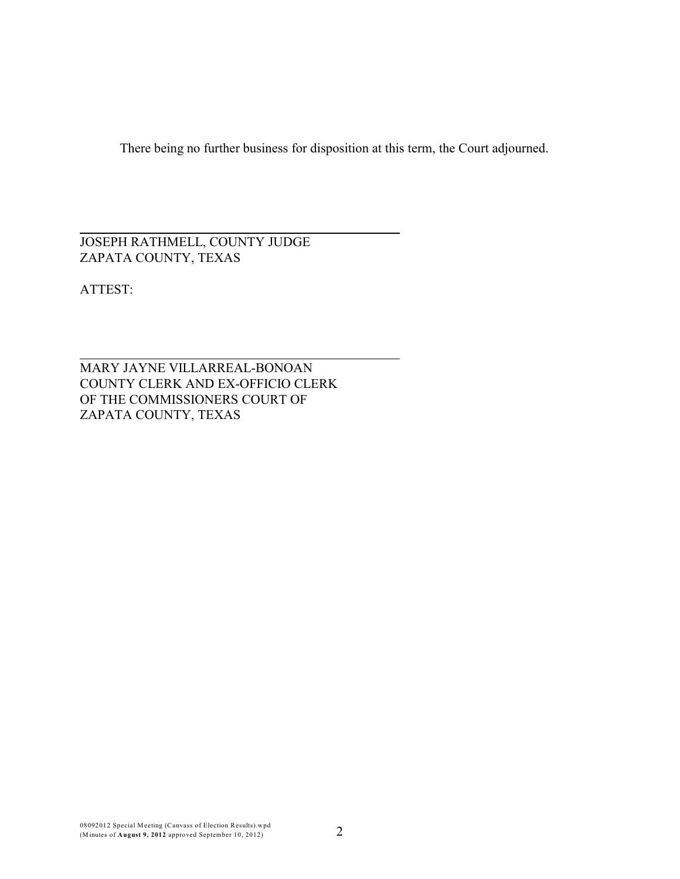There being no further business for disposition at this term, the Court adjourned.

\_\_\_\_\_\_\_\_\_\_\_\_\_\_\_\_\_\_\_\_\_\_\_\_\_\_\_\_\_\_\_\_\_\_\_\_\_\_\_\_

JOSEPH RATHMELL, COUNTY JUDGE
ZAPATA COUNTY, TEXAS

ATTEST:

\_\_\_\_\_\_\_\_\_\_\_\_\_\_\_\_\_\_\_\_\_\_\_\_\_\_\_\_\_\_\_\_\_\_\_\_\_\_\_\_

MARY JAYNE VILLARREAL-BONOAN
COUNTY CLERK AND EX-OFFICIO CLERK
OF THE COMMISSIONERS COURT OF
ZAPATA COUNTY, TEXAS